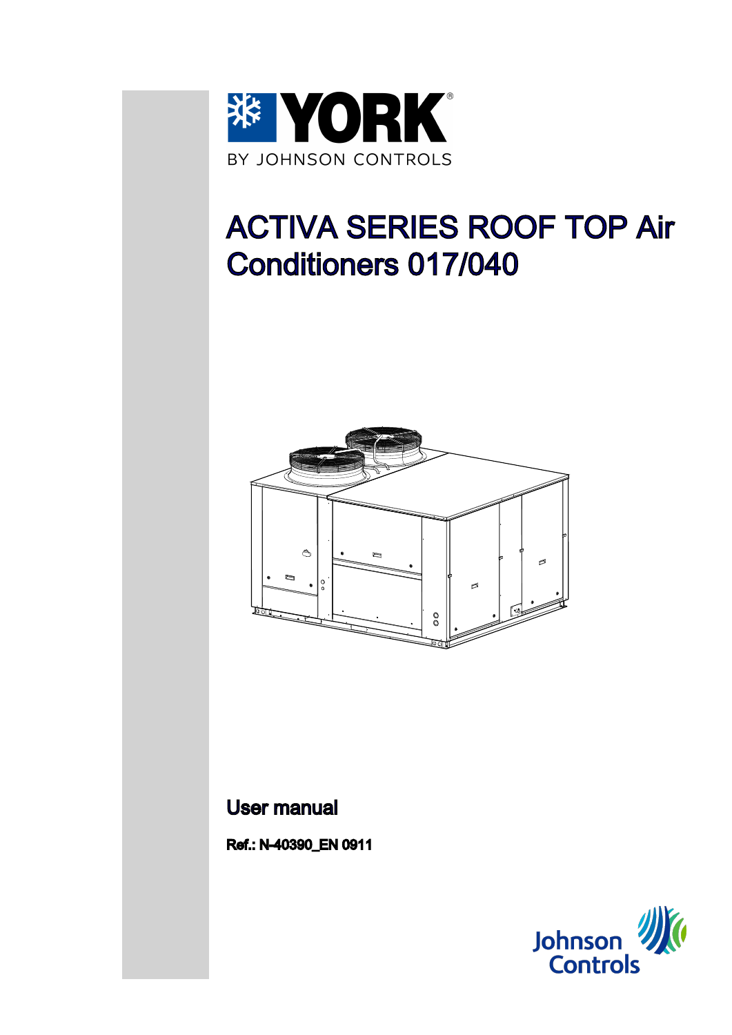YORK

BY JOHNSON CONTROLS

# ACTIVA SERIES ROOF TOP Air Conditioners 017/040

## User manual

**Ref.: N-40390_EN 0911**

Johnson Controls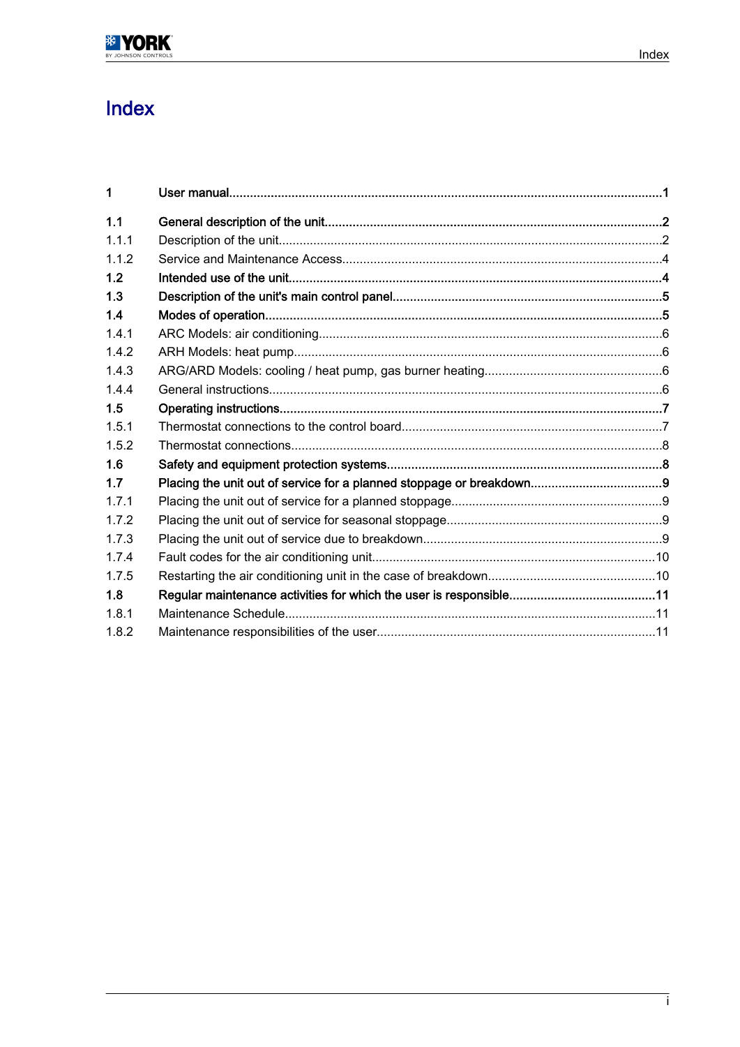# Index

| | | |
|---|---|---|
| **1** | **User manual** | **1** |
| **1.1** | **General description of the unit** | **2** |
| 1.1.1 | Description of the unit | 2 |
| 1.1.2 | Service and Maintenance Access | 4 |
| **1.2** | **Intended use of the unit** | **4** |
| **1.3** | **Description of the unit's main control panel** | **5** |
| **1.4** | **Modes of operation** | **5** |
| 1.4.1 | ARC Models: air conditioning | 6 |
| 1.4.2 | ARH Models: heat pump | 6 |
| 1.4.3 | ARG/ARD Models: cooling / heat pump, gas burner heating | 6 |
| 1.4.4 | General instructions | 6 |
| **1.5** | **Operating instructions** | **7** |
| 1.5.1 | Thermostat connections to the control board | 7 |
| 1.5.2 | Thermostat connections | 8 |
| **1.6** | **Safety and equipment protection systems** | **8** |
| **1.7** | **Placing the unit out of service for a planned stoppage or breakdown** | **9** |
| 1.7.1 | Placing the unit out of service for a planned stoppage | 9 |
| 1.7.2 | Placing the unit out of service for seasonal stoppage | 9 |
| 1.7.3 | Placing the unit out of service due to breakdown | 9 |
| 1.7.4 | Fault codes for the air conditioning unit | 10 |
| 1.7.5 | Restarting the air conditioning unit in the case of breakdown | 10 |
| **1.8** | **Regular maintenance activities for which the user is responsible** | **11** |
| 1.8.1 | Maintenance Schedule | 11 |
| 1.8.2 | Maintenance responsibilities of the user | 11 |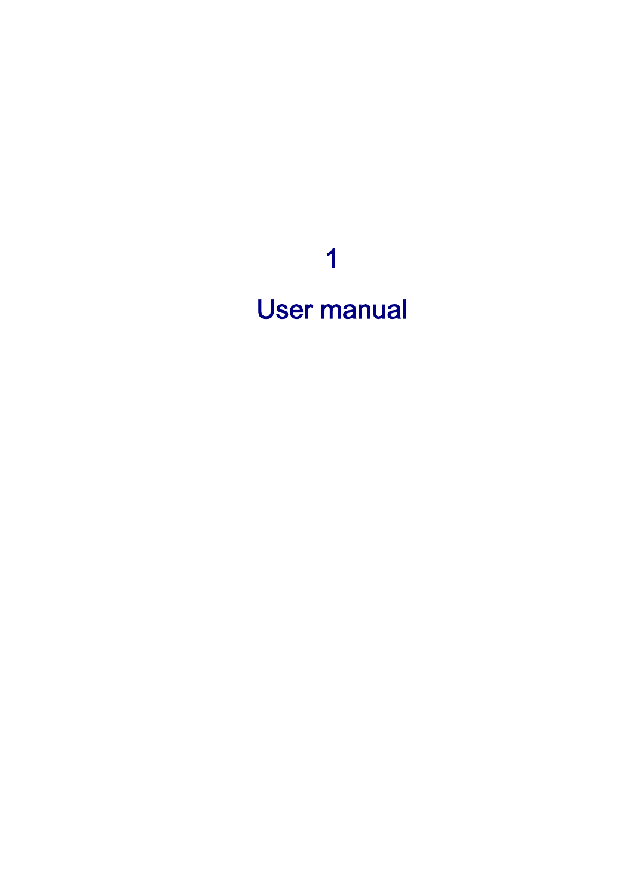# 1

# User manual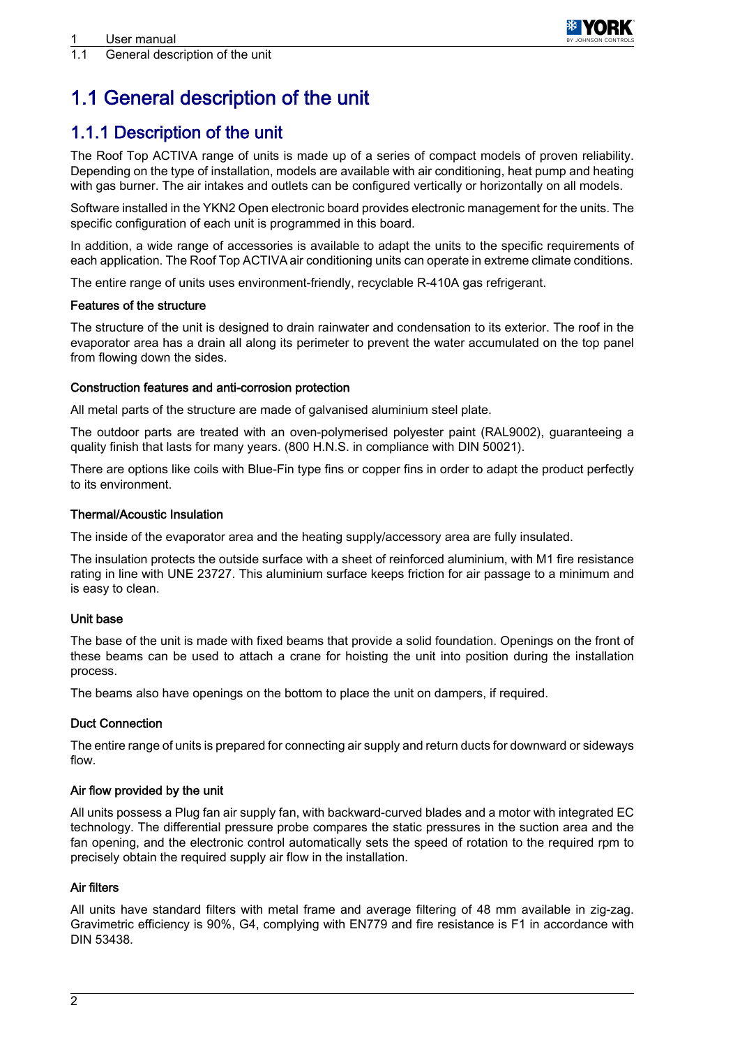# 1.1 General description of the unit

## 1.1.1 Description of the unit

The Roof Top ACTIVA range of units is made up of a series of compact models of proven reliability. Depending on the type of installation, models are available with air conditioning, heat pump and heating with gas burner. The air intakes and outlets can be configured vertically or horizontally on all models.

Software installed in the YKN2 Open electronic board provides electronic management for the units. The specific configuration of each unit is programmed in this board.

In addition, a wide range of accessories is available to adapt the units to the specific requirements of each application. The Roof Top ACTIVA air conditioning units can operate in extreme climate conditions.

The entire range of units uses environment-friendly, recyclable R-410A gas refrigerant.

#### Features of the structure

The structure of the unit is designed to drain rainwater and condensation to its exterior. The roof in the evaporator area has a drain all along its perimeter to prevent the water accumulated on the top panel from flowing down the sides.

#### Construction features and anti-corrosion protection

All metal parts of the structure are made of galvanised aluminium steel plate.

The outdoor parts are treated with an oven-polymerised polyester paint (RAL9002), guaranteeing a quality finish that lasts for many years. (800 H.N.S. in compliance with DIN 50021).

There are options like coils with Blue-Fin type fins or copper fins in order to adapt the product perfectly to its environment.

#### Thermal/Acoustic Insulation

The inside of the evaporator area and the heating supply/accessory area are fully insulated.

The insulation protects the outside surface with a sheet of reinforced aluminium, with M1 fire resistance rating in line with UNE 23727. This aluminium surface keeps friction for air passage to a minimum and is easy to clean.

#### Unit base

The base of the unit is made with fixed beams that provide a solid foundation. Openings on the front of these beams can be used to attach a crane for hoisting the unit into position during the installation process.

The beams also have openings on the bottom to place the unit on dampers, if required.

#### Duct Connection

The entire range of units is prepared for connecting air supply and return ducts for downward or sideways flow.

#### Air flow provided by the unit

All units possess a Plug fan air supply fan, with backward-curved blades and a motor with integrated EC technology. The differential pressure probe compares the static pressures in the suction area and the fan opening, and the electronic control automatically sets the speed of rotation to the required rpm to precisely obtain the required supply air flow in the installation.

#### Air filters

All units have standard filters with metal frame and average filtering of 48 mm available in zig-zag. Gravimetric efficiency is 90%, G4, complying with EN779 and fire resistance is F1 in accordance with DIN 53438.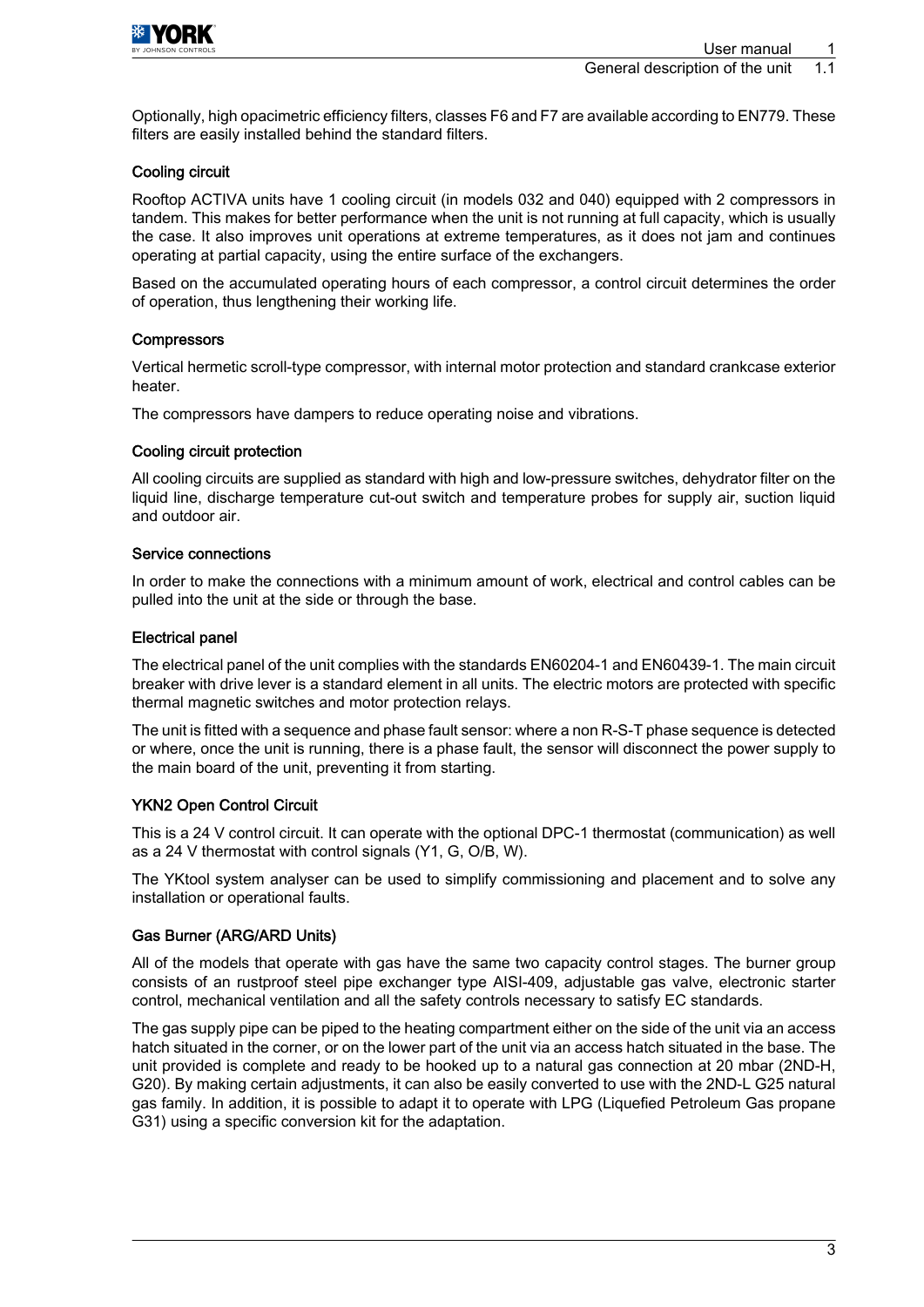Optionally, high opacimetric efficiency filters, classes F6 and F7 are available according to EN779. These filters are easily installed behind the standard filters.

### Cooling circuit

Rooftop ACTIVA units have 1 cooling circuit (in models 032 and 040) equipped with 2 compressors in tandem. This makes for better performance when the unit is not running at full capacity, which is usually the case. It also improves unit operations at extreme temperatures, as it does not jam and continues operating at partial capacity, using the entire surface of the exchangers.

Based on the accumulated operating hours of each compressor, a control circuit determines the order of operation, thus lengthening their working life.

### Compressors

Vertical hermetic scroll-type compressor, with internal motor protection and standard crankcase exterior heater.

The compressors have dampers to reduce operating noise and vibrations.

### Cooling circuit protection

All cooling circuits are supplied as standard with high and low-pressure switches, dehydrator filter on the liquid line, discharge temperature cut-out switch and temperature probes for supply air, suction liquid and outdoor air.

### Service connections

In order to make the connections with a minimum amount of work, electrical and control cables can be pulled into the unit at the side or through the base.

### Electrical panel

The electrical panel of the unit complies with the standards EN60204-1 and EN60439-1. The main circuit breaker with drive lever is a standard element in all units. The electric motors are protected with specific thermal magnetic switches and motor protection relays.

The unit is fitted with a sequence and phase fault sensor: where a non R-S-T phase sequence is detected or where, once the unit is running, there is a phase fault, the sensor will disconnect the power supply to the main board of the unit, preventing it from starting.

### YKN2 Open Control Circuit

This is a 24 V control circuit. It can operate with the optional DPC-1 thermostat (communication) as well as a 24 V thermostat with control signals (Y1, G, O/B, W).

The YKtool system analyser can be used to simplify commissioning and placement and to solve any installation or operational faults.

### Gas Burner (ARG/ARD Units)

All of the models that operate with gas have the same two capacity control stages. The burner group consists of an rustproof steel pipe exchanger type AISI-409, adjustable gas valve, electronic starter control, mechanical ventilation and all the safety controls necessary to satisfy EC standards.

The gas supply pipe can be piped to the heating compartment either on the side of the unit via an access hatch situated in the corner, or on the lower part of the unit via an access hatch situated in the base. The unit provided is complete and ready to be hooked up to a natural gas connection at 20 mbar (2ND-H, G20). By making certain adjustments, it can also be easily converted to use with the 2ND-L G25 natural gas family. In addition, it is possible to adapt it to operate with LPG (Liquefied Petroleum Gas propane G31) using a specific conversion kit for the adaptation.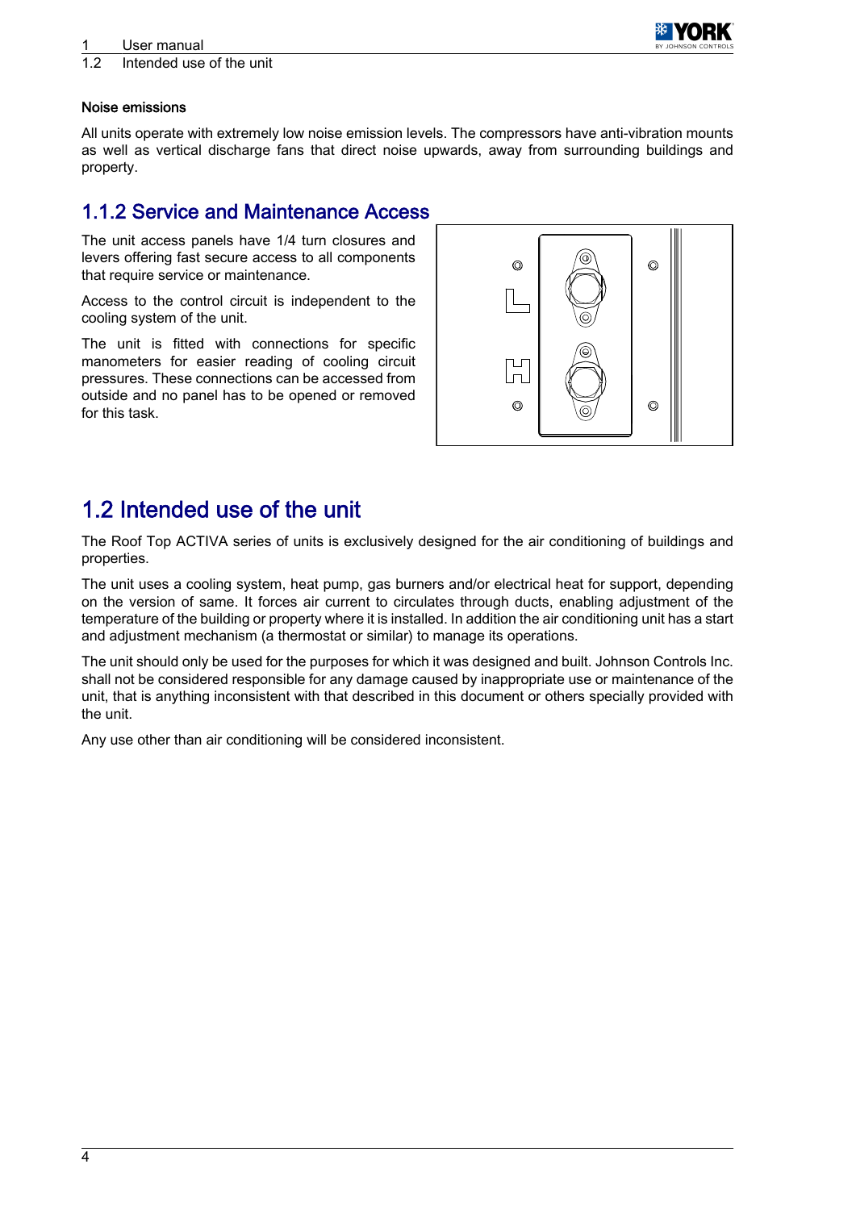#### Noise emissions

All units operate with extremely low noise emission levels. The compressors have anti-vibration mounts as well as vertical discharge fans that direct noise upwards, away from surrounding buildings and property.

### 1.1.2 Service and Maintenance Access

The unit access panels have 1/4 turn closures and levers offering fast secure access to all components that require service or maintenance.

Access to the control circuit is independent to the cooling system of the unit.

The unit is fitted with connections for specific manometers for easier reading of cooling circuit pressures. These connections can be accessed from outside and no panel has to be opened or removed for this task.

## 1.2 Intended use of the unit

The Roof Top ACTIVA series of units is exclusively designed for the air conditioning of buildings and properties.

The unit uses a cooling system, heat pump, gas burners and/or electrical heat for support, depending on the version of same. It forces air current to circulates through ducts, enabling adjustment of the temperature of the building or property where it is installed. In addition the air conditioning unit has a start and adjustment mechanism (a thermostat or similar) to manage its operations.

The unit should only be used for the purposes for which it was designed and built. Johnson Controls Inc. shall not be considered responsible for any damage caused by inappropriate use or maintenance of the unit, that is anything inconsistent with that described in this document or others specially provided with the unit.

Any use other than air conditioning will be considered inconsistent.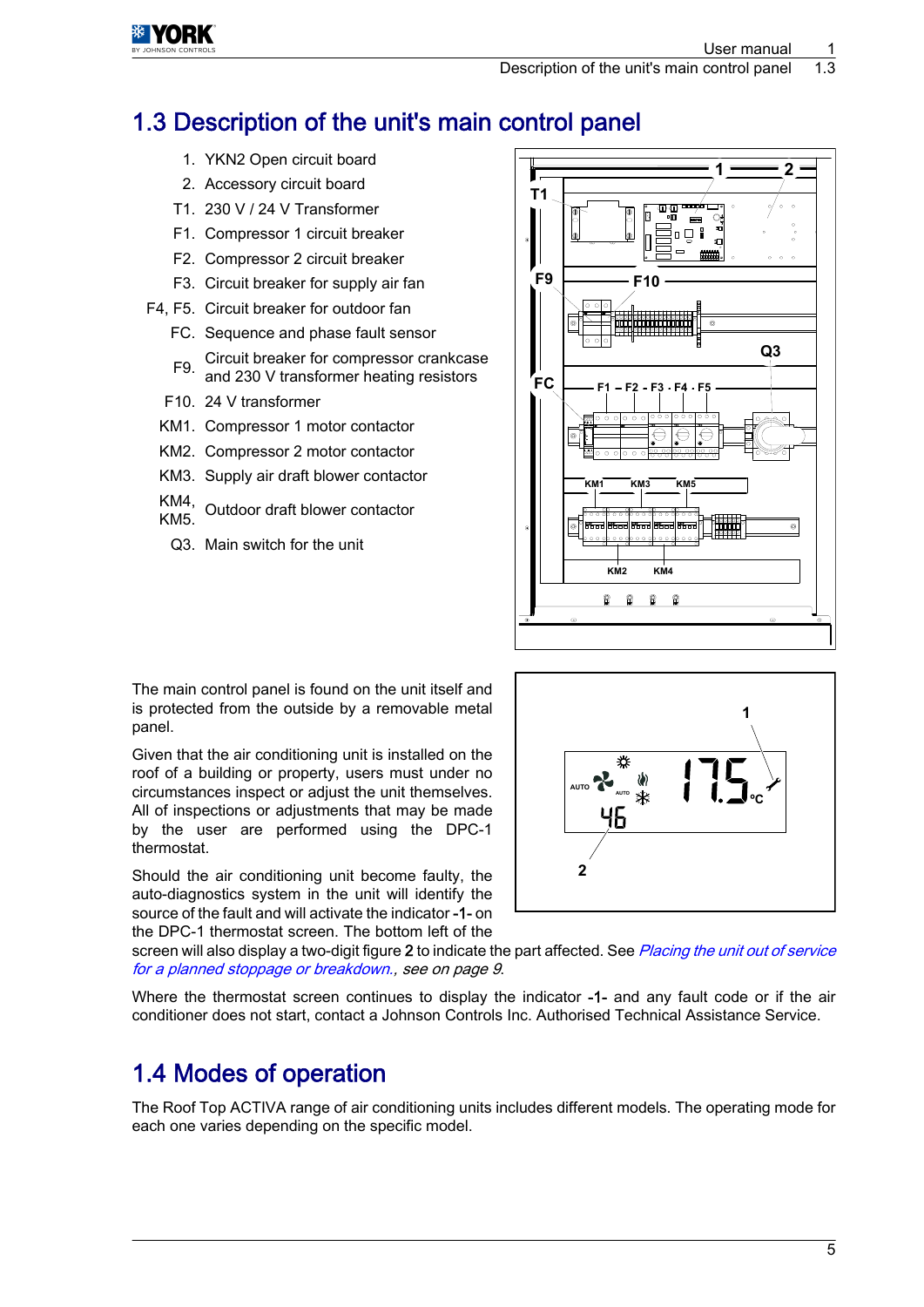# 1.3 Description of the unit's main control panel

1. YKN2 Open circuit board
2. Accessory circuit board

- T1. 230 V / 24 V Transformer
- F1. Compressor 1 circuit breaker
- F2. Compressor 2 circuit breaker
- F3. Circuit breaker for supply air fan
- F4, F5. Circuit breaker for outdoor fan
- FC. Sequence and phase fault sensor
- F9. Circuit breaker for compressor crankcase and 230 V transformer heating resistors
- F10. 24 V transformer
- KM1. Compressor 1 motor contactor
- KM2. Compressor 2 motor contactor
- KM3. Supply air draft blower contactor
- KM4, KM5. Outdoor draft blower contactor
- Q3. Main switch for the unit

The main control panel is found on the unit itself and is protected from the outside by a removable metal panel.

Given that the air conditioning unit is installed on the roof of a building or property, users must under no circumstances inspect or adjust the unit themselves. All of inspections or adjustments that may be made by the user are performed using the DPC-1 thermostat.

Should the air conditioning unit become faulty, the auto-diagnostics system in the unit will identify the source of the fault and will activate the indicator **-1-** on the DPC-1 thermostat screen. The bottom left of the screen will also display a two-digit figure **2** to indicate the part affected. See *Placing the unit out of service for a planned stoppage or breakdown.*, *see on page 9*.

Where the thermostat screen continues to display the indicator **-1-** and any fault code or if the air conditioner does not start, contact a Johnson Controls Inc. Authorised Technical Assistance Service.

# 1.4 Modes of operation

The Roof Top ACTIVA range of air conditioning units includes different models. The operating mode for each one varies depending on the specific model.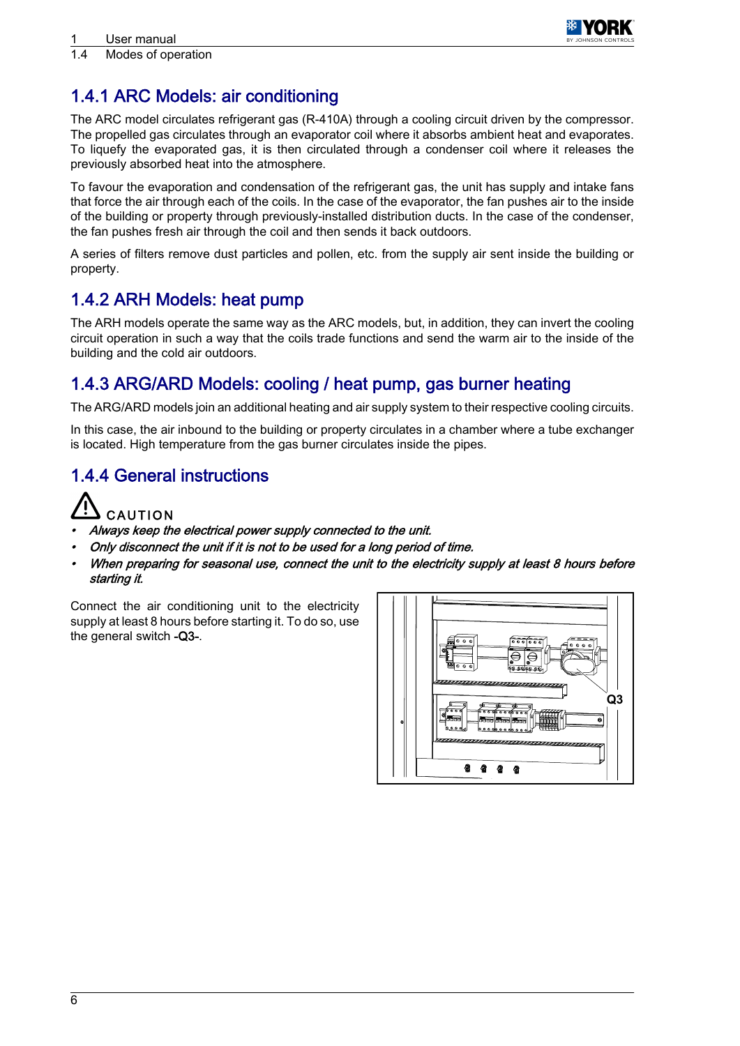## 1.4.1 ARC Models: air conditioning

The ARC model circulates refrigerant gas (R-410A) through a cooling circuit driven by the compressor. The propelled gas circulates through an evaporator coil where it absorbs ambient heat and evaporates. To liquefy the evaporated gas, it is then circulated through a condenser coil where it releases the previously absorbed heat into the atmosphere.

To favour the evaporation and condensation of the refrigerant gas, the unit has supply and intake fans that force the air through each of the coils. In the case of the evaporator, the fan pushes air to the inside of the building or property through previously-installed distribution ducts. In the case of the condenser, the fan pushes fresh air through the coil and then sends it back outdoors.

A series of filters remove dust particles and pollen, etc. from the supply air sent inside the building or property.

## 1.4.2 ARH Models: heat pump

The ARH models operate the same way as the ARC models, but, in addition, they can invert the cooling circuit operation in such a way that the coils trade functions and send the warm air to the inside of the building and the cold air outdoors.

## 1.4.3 ARG/ARD Models: cooling / heat pump, gas burner heating

The ARG/ARD models join an additional heating and air supply system to their respective cooling circuits.

In this case, the air inbound to the building or property circulates in a chamber where a tube exchanger is located. High temperature from the gas burner circulates inside the pipes.

## 1.4.4 General instructions

**CAUTION**

- ***Always keep the electrical power supply connected to the unit.***
- ***Only disconnect the unit if it is not to be used for a long period of time.***
- ***When preparing for seasonal use, connect the unit to the electricity supply at least 8 hours before starting it.***

Connect the air conditioning unit to the electricity supply at least 8 hours before starting it. To do so, use the general switch **-Q3-**.

Q3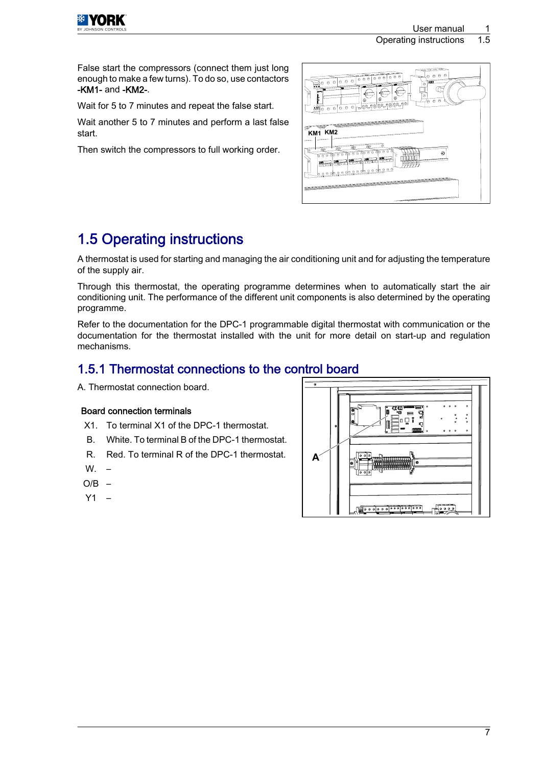False start the compressors (connect them just long enough to make a few turns). To do so, use contactors **-KM1-** and **-KM2-**.

Wait for 5 to 7 minutes and repeat the false start.

Wait another 5 to 7 minutes and perform a last false start.

Then switch the compressors to full working order.

## 1.5 Operating instructions

A thermostat is used for starting and managing the air conditioning unit and for adjusting the temperature of the supply air.

Through this thermostat, the operating programme determines when to automatically start the air conditioning unit. The performance of the different unit components is also determined by the operating programme.

Refer to the documentation for the DPC-1 programmable digital thermostat with communication or the documentation for the thermostat installed with the unit for more detail on start-up and regulation mechanisms.

### 1.5.1 Thermostat connections to the control board

A. Thermostat connection board.

**Board connection terminals**

- X1. To terminal X1 of the DPC-1 thermostat.
- B. White. To terminal B of the DPC-1 thermostat.
- R. Red. To terminal R of the DPC-1 thermostat.
- W. –
- O/B –
- Y1 –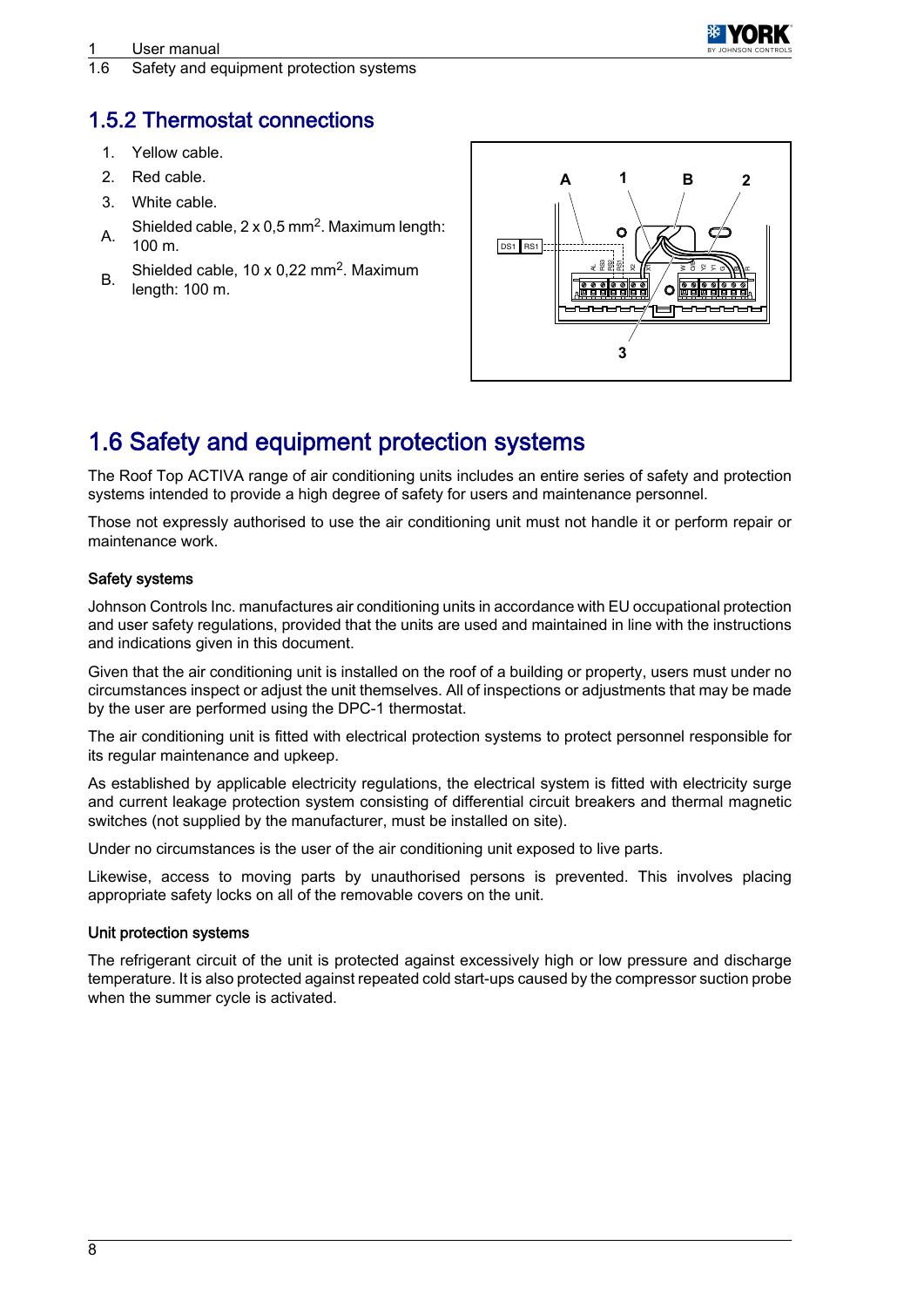## 1.5.2 Thermostat connections

1. Yellow cable.
2. Red cable.
3. White cable.

A. Shielded cable, 2 x 0,5 mm$^2$. Maximum length: 100 m.

B. Shielded cable, 10 x 0,22 mm$^2$. Maximum length: 100 m.

# 1.6 Safety and equipment protection systems

The Roof Top ACTIVA range of air conditioning units includes an entire series of safety and protection systems intended to provide a high degree of safety for users and maintenance personnel.

Those not expressly authorised to use the air conditioning unit must not handle it or perform repair or maintenance work.

### Safety systems

Johnson Controls Inc. manufactures air conditioning units in accordance with EU occupational protection and user safety regulations, provided that the units are used and maintained in line with the instructions and indications given in this document.

Given that the air conditioning unit is installed on the roof of a building or property, users must under no circumstances inspect or adjust the unit themselves. All of inspections or adjustments that may be made by the user are performed using the DPC-1 thermostat.

The air conditioning unit is fitted with electrical protection systems to protect personnel responsible for its regular maintenance and upkeep.

As established by applicable electricity regulations, the electrical system is fitted with electricity surge and current leakage protection system consisting of differential circuit breakers and thermal magnetic switches (not supplied by the manufacturer, must be installed on site).

Under no circumstances is the user of the air conditioning unit exposed to live parts.

Likewise, access to moving parts by unauthorised persons is prevented. This involves placing appropriate safety locks on all of the removable covers on the unit.

### Unit protection systems

The refrigerant circuit of the unit is protected against excessively high or low pressure and discharge temperature. It is also protected against repeated cold start-ups caused by the compressor suction probe when the summer cycle is activated.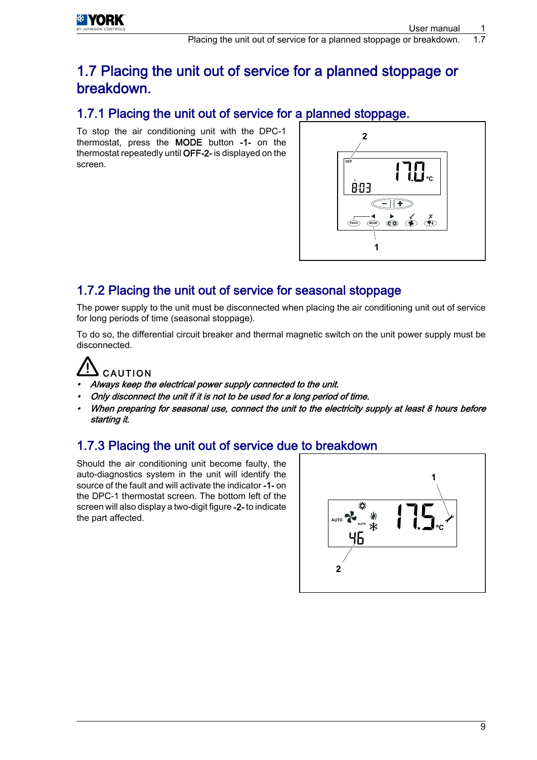# 1.7 Placing the unit out of service for a planned stoppage or breakdown.

## 1.7.1 Placing the unit out of service for a planned stoppage.

To stop the air conditioning unit with the DPC-1 thermostat, press the **MODE** button **-1-** on the thermostat repeatedly until **OFF-2-** is displayed on the screen.

## 1.7.2 Placing the unit out of service for seasonal stoppage

The power supply to the unit must be disconnected when placing the air conditioning unit out of service for long periods of time (seasonal stoppage).

To do so, the differential circuit breaker and thermal magnetic switch on the unit power supply must be disconnected.

CAUTION

- ***Always keep the electrical power supply connected to the unit.***
- ***Only disconnect the unit if it is not to be used for a long period of time.***
- ***When preparing for seasonal use, connect the unit to the electricity supply at least 8 hours before starting it.***

## 1.7.3 Placing the unit out of service due to breakdown

Should the air conditioning unit become faulty, the auto-diagnostics system in the unit will identify the source of the fault and will activate the indicator **-1-** on the DPC-1 thermostat screen. The bottom left of the screen will also display a two-digit figure **-2-** to indicate the part affected.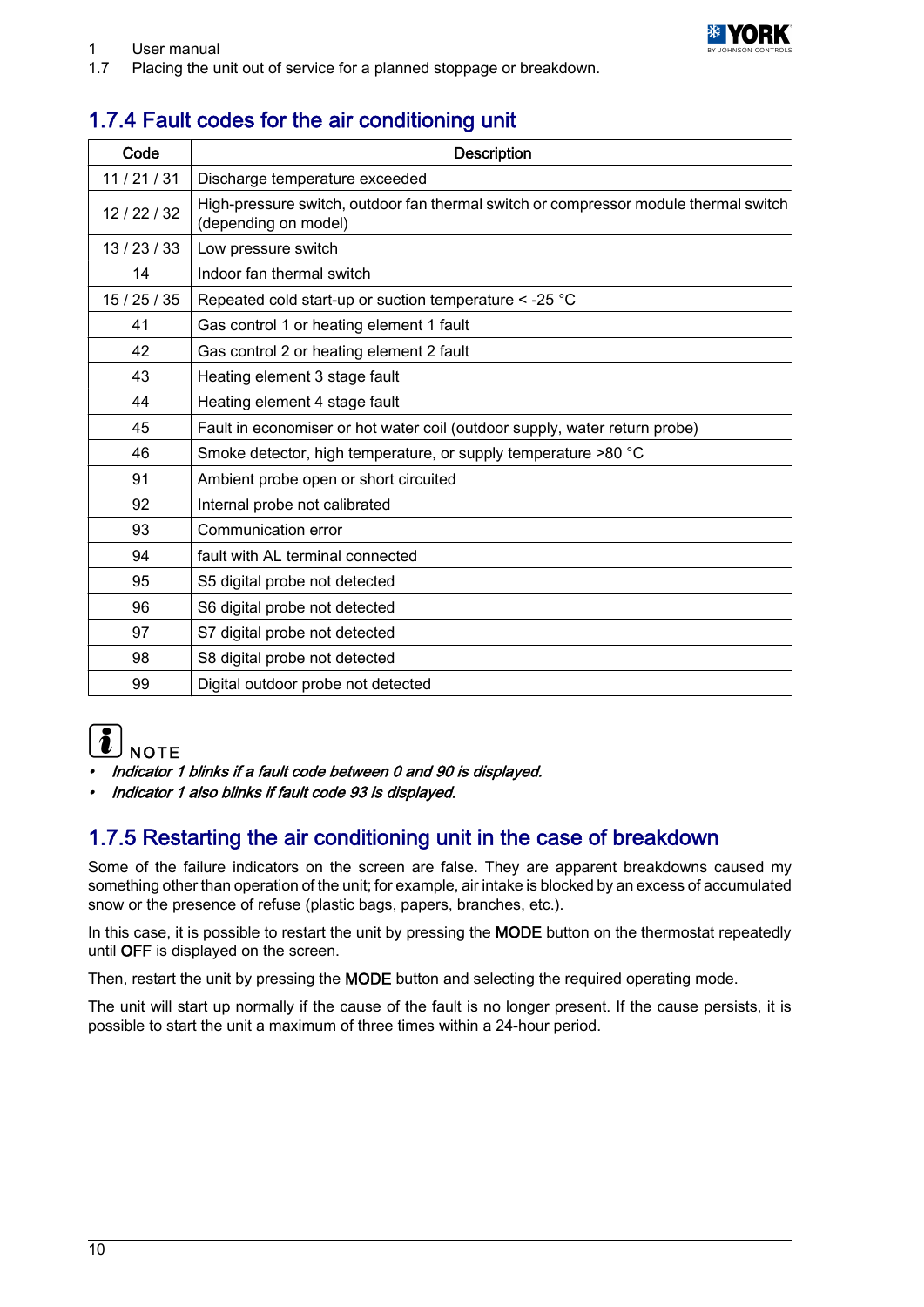## 1.7.4 Fault codes for the air conditioning unit

| Code | Description |
|---|---|
| 11 / 21 / 31 | Discharge temperature exceeded |
| 12 / 22 / 32 | High-pressure switch, outdoor fan thermal switch or compressor module thermal switch (depending on model) |
| 13 / 23 / 33 | Low pressure switch |
| 14 | Indoor fan thermal switch |
| 15 / 25 / 35 | Repeated cold start-up or suction temperature < -25 °C |
| 41 | Gas control 1 or heating element 1 fault |
| 42 | Gas control 2 or heating element 2 fault |
| 43 | Heating element 3 stage fault |
| 44 | Heating element 4 stage fault |
| 45 | Fault in economiser or hot water coil (outdoor supply, water return probe) |
| 46 | Smoke detector, high temperature, or supply temperature >80 °C |
| 91 | Ambient probe open or short circuited |
| 92 | Internal probe not calibrated |
| 93 | Communication error |
| 94 | fault with AL terminal connected |
| 95 | S5 digital probe not detected |
| 96 | S6 digital probe not detected |
| 97 | S7 digital probe not detected |
| 98 | S8 digital probe not detected |
| 99 | Digital outdoor probe not detected |

NOTE

- *Indicator 1 blinks if a fault code between 0 and 90 is displayed.*
- *Indicator 1 also blinks if fault code 93 is displayed.*

## 1.7.5 Restarting the air conditioning unit in the case of breakdown

Some of the failure indicators on the screen are false. They are apparent breakdowns caused my something other than operation of the unit; for example, air intake is blocked by an excess of accumulated snow or the presence of refuse (plastic bags, papers, branches, etc.).

In this case, it is possible to restart the unit by pressing the **MODE** button on the thermostat repeatedly until **OFF** is displayed on the screen.

Then, restart the unit by pressing the **MODE** button and selecting the required operating mode.

The unit will start up normally if the cause of the fault is no longer present. If the cause persists, it is possible to start the unit a maximum of three times within a 24-hour period.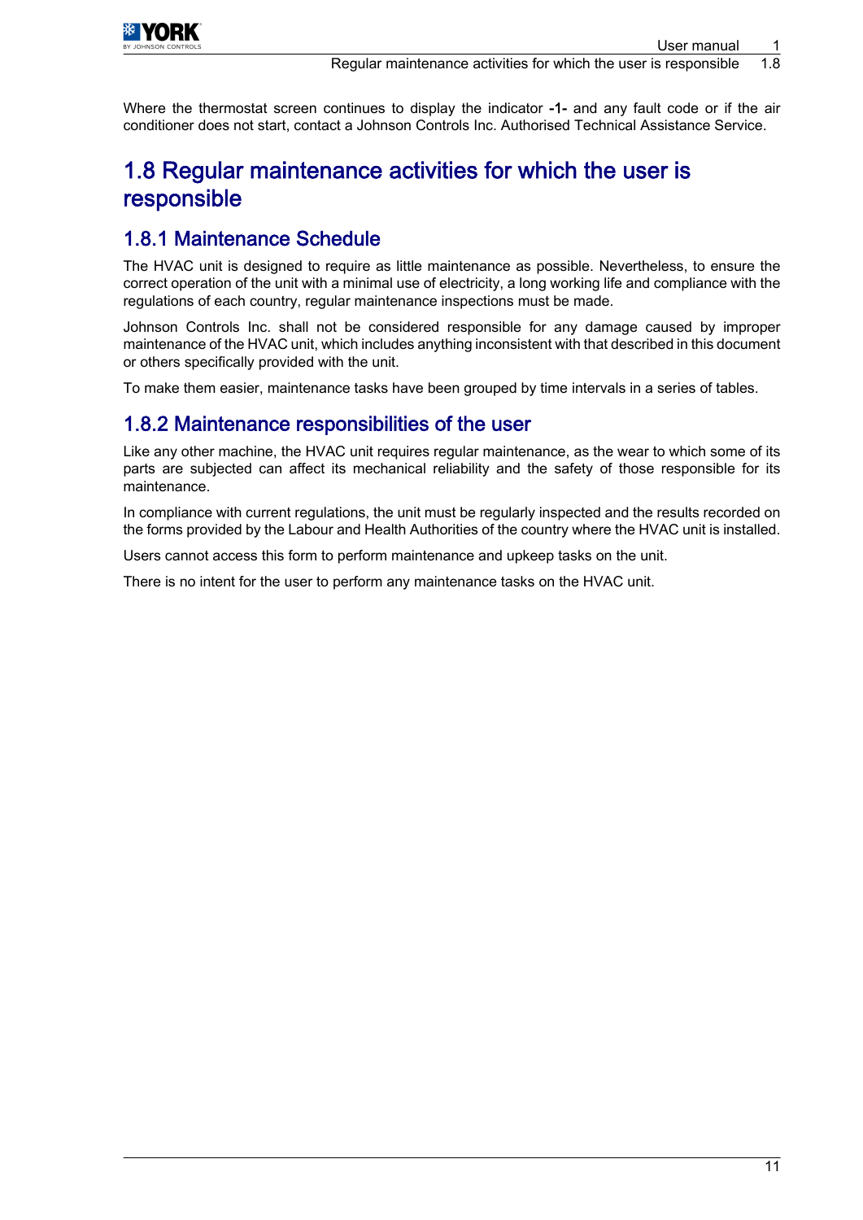Where the thermostat screen continues to display the indicator **-1-** and any fault code or if the air conditioner does not start, contact a Johnson Controls Inc. Authorised Technical Assistance Service.

# 1.8 Regular maintenance activities for which the user is responsible

## 1.8.1 Maintenance Schedule

The HVAC unit is designed to require as little maintenance as possible. Nevertheless, to ensure the correct operation of the unit with a minimal use of electricity, a long working life and compliance with the regulations of each country, regular maintenance inspections must be made.

Johnson Controls Inc. shall not be considered responsible for any damage caused by improper maintenance of the HVAC unit, which includes anything inconsistent with that described in this document or others specifically provided with the unit.

To make them easier, maintenance tasks have been grouped by time intervals in a series of tables.

## 1.8.2 Maintenance responsibilities of the user

Like any other machine, the HVAC unit requires regular maintenance, as the wear to which some of its parts are subjected can affect its mechanical reliability and the safety of those responsible for its maintenance.

In compliance with current regulations, the unit must be regularly inspected and the results recorded on the forms provided by the Labour and Health Authorities of the country where the HVAC unit is installed.

Users cannot access this form to perform maintenance and upkeep tasks on the unit.

There is no intent for the user to perform any maintenance tasks on the HVAC unit.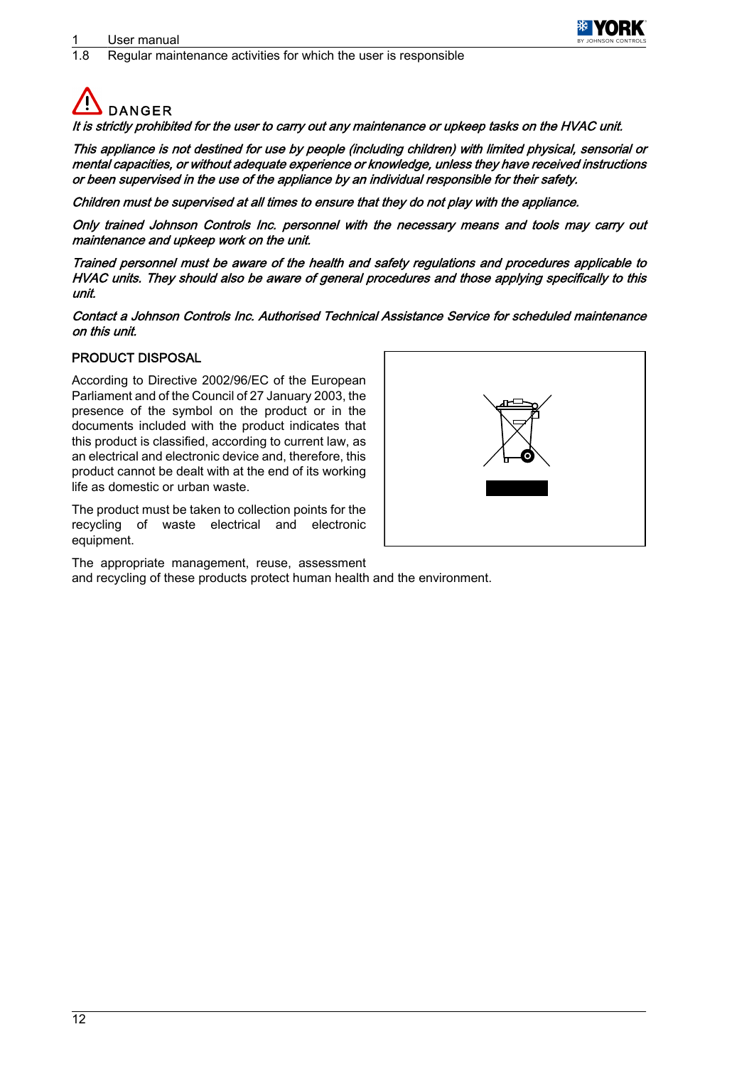## DANGER

*It is strictly prohibited for the user to carry out any maintenance or upkeep tasks on the HVAC unit.*

*This appliance is not destined for use by people (including children) with limited physical, sensorial or mental capacities, or without adequate experience or knowledge, unless they have received instructions or been supervised in the use of the appliance by an individual responsible for their safety.*

*Children must be supervised at all times to ensure that they do not play with the appliance.*

*Only trained Johnson Controls Inc. personnel with the necessary means and tools may carry out maintenance and upkeep work on the unit.*

*Trained personnel must be aware of the health and safety regulations and procedures applicable to HVAC units. They should also be aware of general procedures and those applying specifically to this unit.*

*Contact a Johnson Controls Inc. Authorised Technical Assistance Service for scheduled maintenance on this unit.*

### PRODUCT DISPOSAL

According to Directive 2002/96/EC of the European Parliament and of the Council of 27 January 2003, the presence of the symbol on the product or in the documents included with the product indicates that this product is classified, according to current law, as an electrical and electronic device and, therefore, this product cannot be dealt with at the end of its working life as domestic or urban waste.

The product must be taken to collection points for the recycling of waste electrical and electronic equipment.

The appropriate management, reuse, assessment and recycling of these products protect human health and the environment.